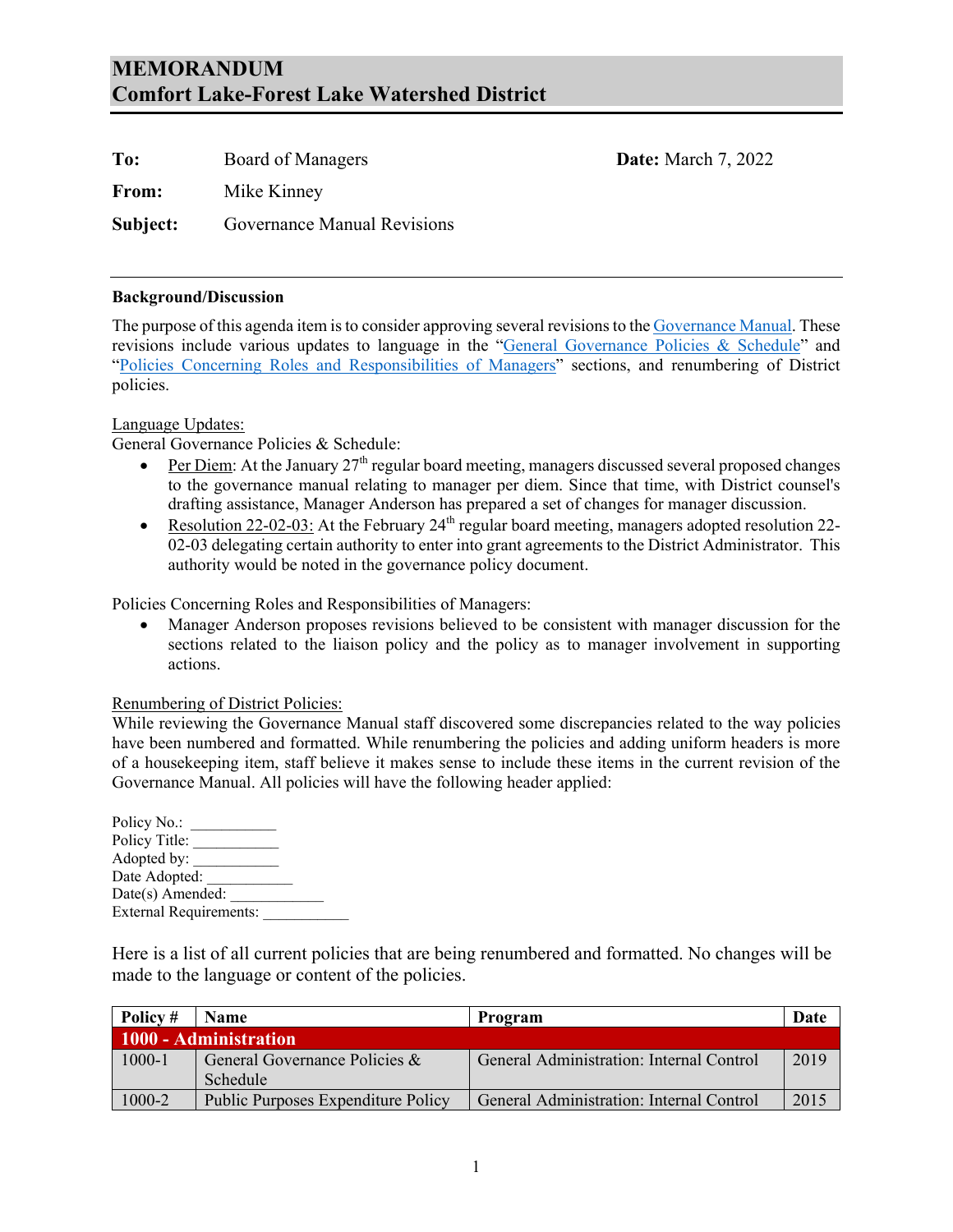# MEMORANDUM
# Comfort Lake-Forest Lake Watershed District

**To:** Board of Managers **Date:** March 7, 2022

**From:** Mike Kinney

**Subject:** Governance Manual Revisions

---

**Background/Discussion**

The purpose of this agenda item is to consider approving several revisions to the Governance Manual. These revisions include various updates to language in the "General Governance Policies & Schedule" and "Policies Concerning Roles and Responsibilities of Managers" sections, and renumbering of District policies.

Language Updates:

General Governance Policies & Schedule:

- Per Diem: At the January 27th regular board meeting, managers discussed several proposed changes to the governance manual relating to manager per diem. Since that time, with District counsel's drafting assistance, Manager Anderson has prepared a set of changes for manager discussion.
- Resolution 22-02-03: At the February 24th regular board meeting, managers adopted resolution 22-02-03 delegating certain authority to enter into grant agreements to the District Administrator. This authority would be noted in the governance policy document.

Policies Concerning Roles and Responsibilities of Managers:

- Manager Anderson proposes revisions believed to be consistent with manager discussion for the sections related to the liaison policy and the policy as to manager involvement in supporting actions.

Renumbering of District Policies:

While reviewing the Governance Manual staff discovered some discrepancies related to the way policies have been numbered and formatted. While renumbering the policies and adding uniform headers is more of a housekeeping item, staff believe it makes sense to include these items in the current revision of the Governance Manual. All policies will have the following header applied:

Policy No.: ___________
Policy Title: ___________
Adopted by: ___________
Date Adopted: ___________
Date(s) Amended: ____________
External Requirements: ___________

Here is a list of all current policies that are being renumbered and formatted. No changes will be made to the language or content of the policies.

| Policy # | Name | Program | Date |
|---|---|---|---|
| **1000 - Administration** | | | |
| 1000-1 | General Governance Policies & Schedule | General Administration: Internal Control | 2019 |
| 1000-2 | Public Purposes Expenditure Policy | General Administration: Internal Control | 2015 |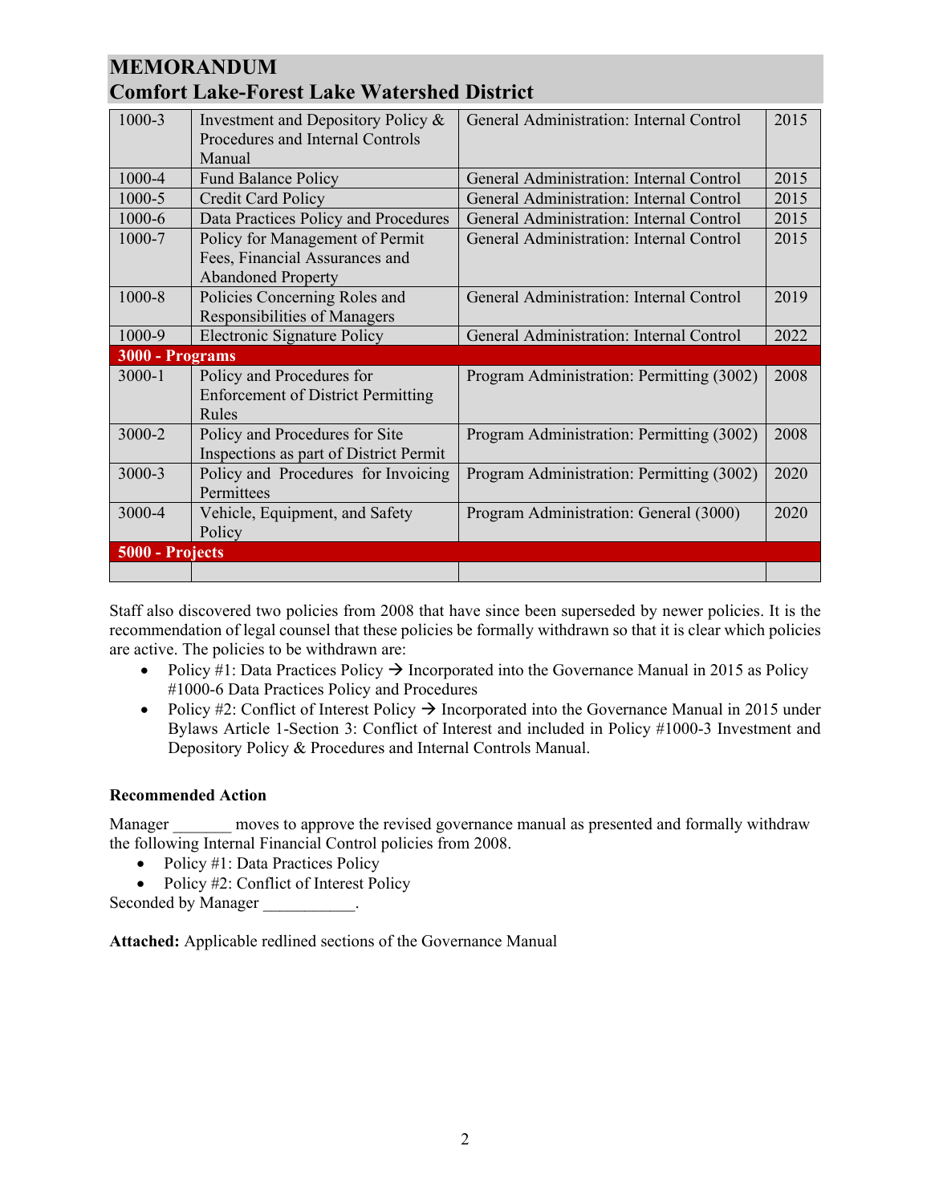# MEMORANDUM
## Comfort Lake-Forest Lake Watershed District

| | | | |
|---|---|---|---|
| 1000-3 | Investment and Depository Policy & Procedures and Internal Controls Manual | General Administration: Internal Control | 2015 |
| 1000-4 | Fund Balance Policy | General Administration: Internal Control | 2015 |
| 1000-5 | Credit Card Policy | General Administration: Internal Control | 2015 |
| 1000-6 | Data Practices Policy and Procedures | General Administration: Internal Control | 2015 |
| 1000-7 | Policy for Management of Permit Fees, Financial Assurances and Abandoned Property | General Administration: Internal Control | 2015 |
| 1000-8 | Policies Concerning Roles and Responsibilities of Managers | General Administration: Internal Control | 2019 |
| 1000-9 | Electronic Signature Policy | General Administration: Internal Control | 2022 |
| **3000 - Programs** | | | |
| 3000-1 | Policy and Procedures for Enforcement of District Permitting Rules | Program Administration: Permitting (3002) | 2008 |
| 3000-2 | Policy and Procedures for Site Inspections as part of District Permit | Program Administration: Permitting (3002) | 2008 |
| 3000-3 | Policy and Procedures for Invoicing Permittees | Program Administration: Permitting (3002) | 2020 |
| 3000-4 | Vehicle, Equipment, and Safety Policy | Program Administration: General (3000) | 2020 |
| **5000 - Projects** | | | |
| | | | |

Staff also discovered two policies from 2008 that have since been superseded by newer policies. It is the recommendation of legal counsel that these policies be formally withdrawn so that it is clear which policies are active. The policies to be withdrawn are:

- Policy #1: Data Practices Policy → Incorporated into the Governance Manual in 2015 as Policy #1000-6 Data Practices Policy and Procedures
- Policy #2: Conflict of Interest Policy → Incorporated into the Governance Manual in 2015 under Bylaws Article 1-Section 3: Conflict of Interest and included in Policy #1000-3 Investment and Depository Policy & Procedures and Internal Controls Manual.

**Recommended Action**

Manager _______ moves to approve the revised governance manual as presented and formally withdraw the following Internal Financial Control policies from 2008.

- Policy #1: Data Practices Policy
- Policy #2: Conflict of Interest Policy

Seconded by Manager ___________.

**Attached:** Applicable redlined sections of the Governance Manual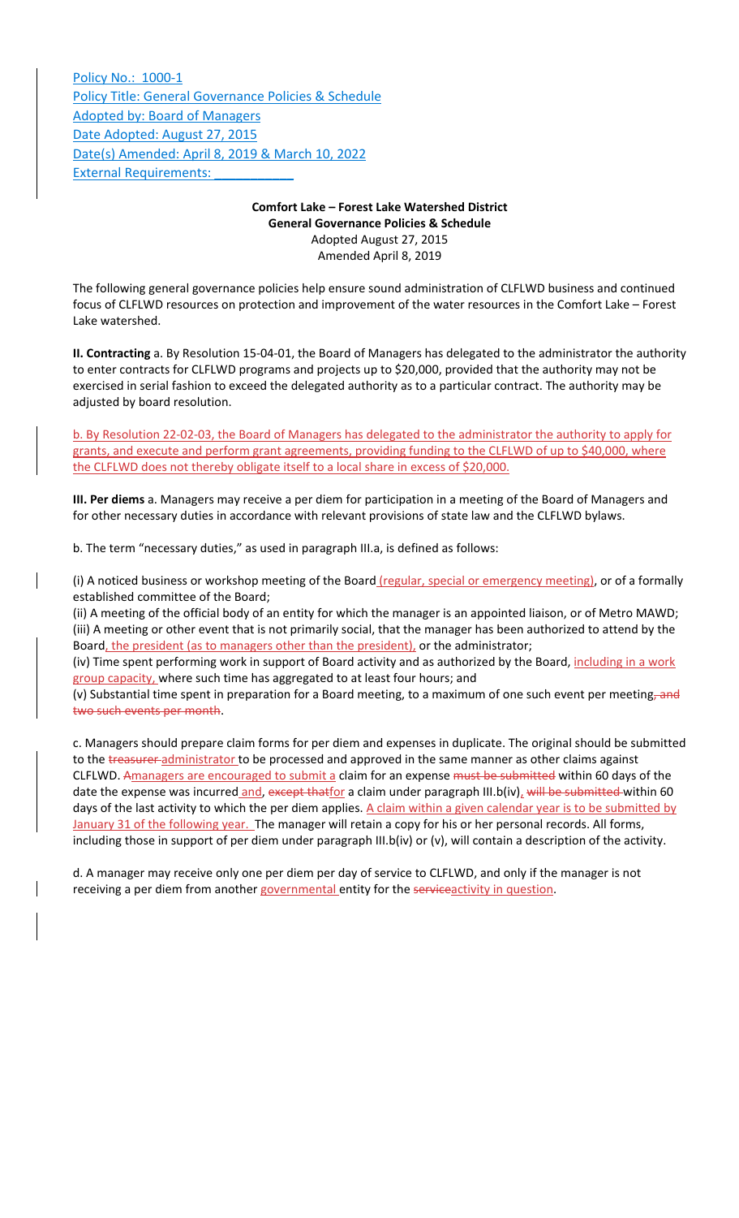Policy No.: 1000-1
Policy Title: General Governance Policies & Schedule
Adopted by: Board of Managers
Date Adopted: August 27, 2015
Date(s) Amended: April 8, 2019 & March 10, 2022
External Requirements: \_\_\_\_\_\_\_\_\_\_\_

**Comfort Lake – Forest Lake Watershed District**
**General Governance Policies & Schedule**
Adopted August 27, 2015
Amended April 8, 2019

The following general governance policies help ensure sound administration of CLFLWD business and continued focus of CLFLWD resources on protection and improvement of the water resources in the Comfort Lake – Forest Lake watershed.

**II. Contracting** a. By Resolution 15-04-01, the Board of Managers has delegated to the administrator the authority to enter contracts for CLFLWD programs and projects up to $20,000, provided that the authority may not be exercised in serial fashion to exceed the delegated authority as to a particular contract. The authority may be adjusted by board resolution.

b. By Resolution 22-02-03, the Board of Managers has delegated to the administrator the authority to apply for grants, and execute and perform grant agreements, providing funding to the CLFLWD of up to $40,000, where the CLFLWD does not thereby obligate itself to a local share in excess of $20,000.

**III. Per diems** a. Managers may receive a per diem for participation in a meeting of the Board of Managers and for other necessary duties in accordance with relevant provisions of state law and the CLFLWD bylaws.

b. The term "necessary duties," as used in paragraph III.a, is defined as follows:

(i) A noticed business or workshop meeting of the Board (regular, special or emergency meeting), or of a formally established committee of the Board;
(ii) A meeting of the official body of an entity for which the manager is an appointed liaison, or of Metro MAWD;
(iii) A meeting or other event that is not primarily social, that the manager has been authorized to attend by the Board, the president (as to managers other than the president), or the administrator;
(iv) Time spent performing work in support of Board activity and as authorized by the Board, including in a work group capacity, where such time has aggregated to at least four hours; and
(v) Substantial time spent in preparation for a Board meeting, to a maximum of one such event per meeting~~, and two such events per month~~.

c. Managers should prepare claim forms for per diem and expenses in duplicate. The original should be submitted to the ~~treasurer~~ administrator to be processed and approved in the same manner as other claims against CLFLWD. ~~A~~managers are encouraged to submit a claim for an expense ~~must be submitted~~ within 60 days of the date the expense was incurred and, ~~except that~~for a claim under paragraph III.b(iv), ~~will be submitted~~ within 60 days of the last activity to which the per diem applies. A claim within a given calendar year is to be submitted by January 31 of the following year. The manager will retain a copy for his or her personal records. All forms, including those in support of per diem under paragraph III.b(iv) or (v), will contain a description of the activity.

d. A manager may receive only one per diem per day of service to CLFLWD, and only if the manager is not receiving a per diem from another governmental entity for the ~~service~~activity in question.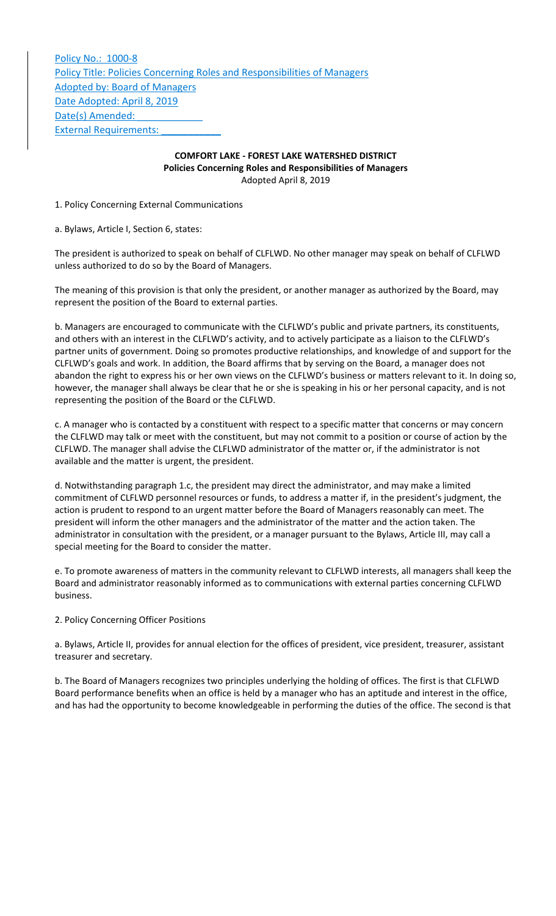Policy No.: 1000-8
Policy Title: Policies Concerning Roles and Responsibilities of Managers
Adopted by: Board of Managers
Date Adopted: April 8, 2019
Date(s) Amended: ___________
External Requirements: ___________

**COMFORT LAKE - FOREST LAKE WATERSHED DISTRICT**
**Policies Concerning Roles and Responsibilities of Managers**
Adopted April 8, 2019

1. Policy Concerning External Communications

a. Bylaws, Article I, Section 6, states:

The president is authorized to speak on behalf of CLFLWD. No other manager may speak on behalf of CLFLWD unless authorized to do so by the Board of Managers.

The meaning of this provision is that only the president, or another manager as authorized by the Board, may represent the position of the Board to external parties.

b. Managers are encouraged to communicate with the CLFLWD's public and private partners, its constituents, and others with an interest in the CLFLWD's activity, and to actively participate as a liaison to the CLFLWD's partner units of government. Doing so promotes productive relationships, and knowledge of and support for the CLFLWD's goals and work. In addition, the Board affirms that by serving on the Board, a manager does not abandon the right to express his or her own views on the CLFLWD's business or matters relevant to it. In doing so, however, the manager shall always be clear that he or she is speaking in his or her personal capacity, and is not representing the position of the Board or the CLFLWD.

c. A manager who is contacted by a constituent with respect to a specific matter that concerns or may concern the CLFLWD may talk or meet with the constituent, but may not commit to a position or course of action by the CLFLWD. The manager shall advise the CLFLWD administrator of the matter or, if the administrator is not available and the matter is urgent, the president.

d. Notwithstanding paragraph 1.c, the president may direct the administrator, and may make a limited commitment of CLFLWD personnel resources or funds, to address a matter if, in the president's judgment, the action is prudent to respond to an urgent matter before the Board of Managers reasonably can meet. The president will inform the other managers and the administrator of the matter and the action taken. The administrator in consultation with the president, or a manager pursuant to the Bylaws, Article III, may call a special meeting for the Board to consider the matter.

e. To promote awareness of matters in the community relevant to CLFLWD interests, all managers shall keep the Board and administrator reasonably informed as to communications with external parties concerning CLFLWD business.

2. Policy Concerning Officer Positions

a. Bylaws, Article II, provides for annual election for the offices of president, vice president, treasurer, assistant treasurer and secretary.

b. The Board of Managers recognizes two principles underlying the holding of offices. The first is that CLFLWD Board performance benefits when an office is held by a manager who has an aptitude and interest in the office, and has had the opportunity to become knowledgeable in performing the duties of the office. The second is that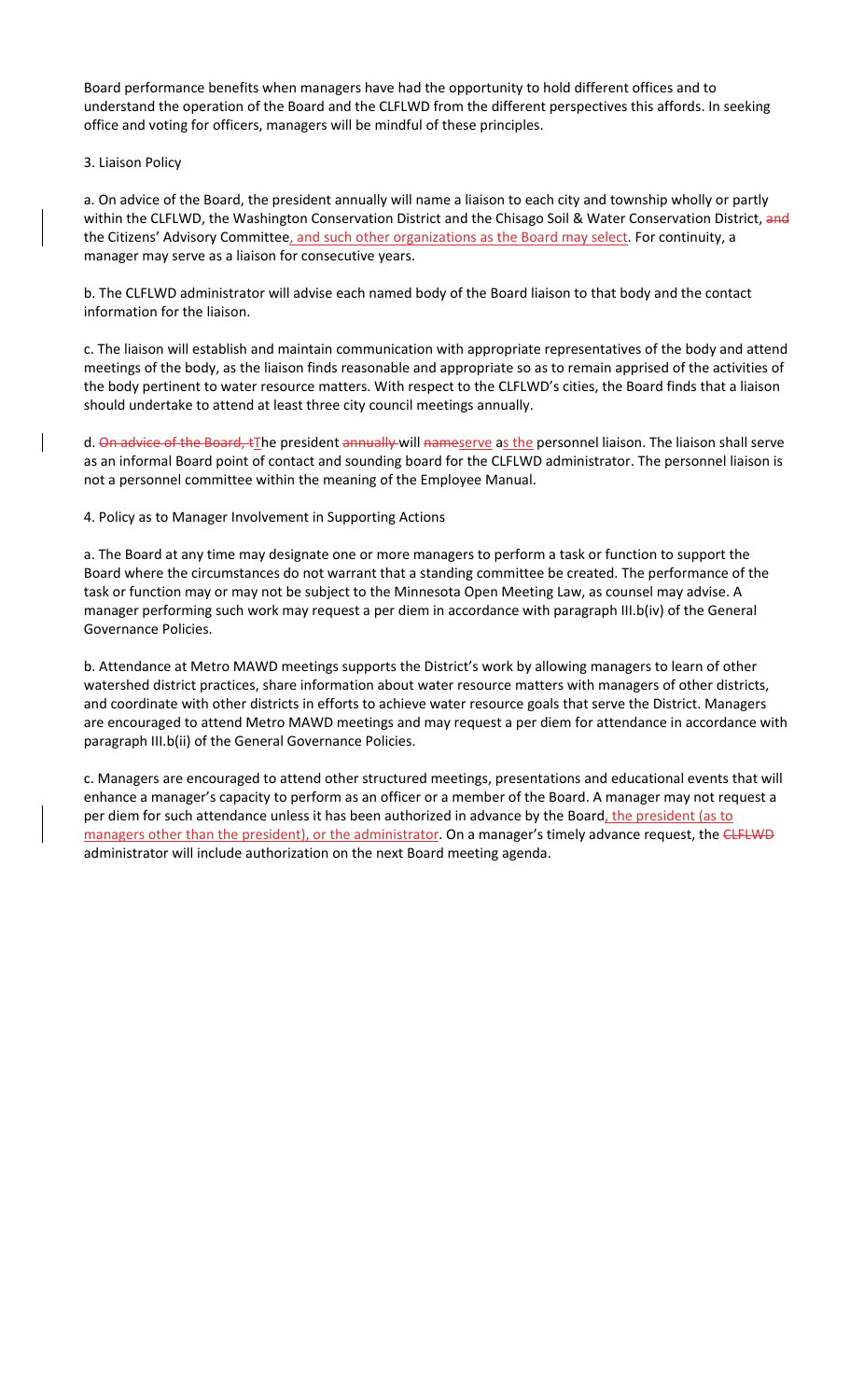Board performance benefits when managers have had the opportunity to hold different offices and to understand the operation of the Board and the CLFLWD from the different perspectives this affords. In seeking office and voting for officers, managers will be mindful of these principles.

3. Liaison Policy

a. On advice of the Board, the president annually will name a liaison to each city and township wholly or partly within the CLFLWD, the Washington Conservation District and the Chisago Soil & Water Conservation District, ~~and~~ the Citizens' Advisory Committee<u>, and such other organizations as the Board may select</u>. For continuity, a manager may serve as a liaison for consecutive years.

b. The CLFLWD administrator will advise each named body of the Board liaison to that body and the contact information for the liaison.

c. The liaison will establish and maintain communication with appropriate representatives of the body and attend meetings of the body, as the liaison finds reasonable and appropriate so as to remain apprised of the activities of the body pertinent to water resource matters. With respect to the CLFLWD's cities, the Board finds that a liaison should undertake to attend at least three city council meetings annually.

d. ~~On advice of the Board, t~~The president ~~annually~~ will ~~name~~<u>serve</u> a<u>s the</u> personnel liaison. The liaison shall serve as an informal Board point of contact and sounding board for the CLFLWD administrator. The personnel liaison is not a personnel committee within the meaning of the Employee Manual.

4. Policy as to Manager Involvement in Supporting Actions

a. The Board at any time may designate one or more managers to perform a task or function to support the Board where the circumstances do not warrant that a standing committee be created. The performance of the task or function may or may not be subject to the Minnesota Open Meeting Law, as counsel may advise. A manager performing such work may request a per diem in accordance with paragraph III.b(iv) of the General Governance Policies.

b. Attendance at Metro MAWD meetings supports the District's work by allowing managers to learn of other watershed district practices, share information about water resource matters with managers of other districts, and coordinate with other districts in efforts to achieve water resource goals that serve the District. Managers are encouraged to attend Metro MAWD meetings and may request a per diem for attendance in accordance with paragraph III.b(ii) of the General Governance Policies.

c. Managers are encouraged to attend other structured meetings, presentations and educational events that will enhance a manager's capacity to perform as an officer or a member of the Board. A manager may not request a per diem for such attendance unless it has been authorized in advance by the Board<u>, the president (as to managers other than the president), or the administrator</u>. On a manager's timely advance request, the ~~CLFLWD~~ administrator will include authorization on the next Board meeting agenda.